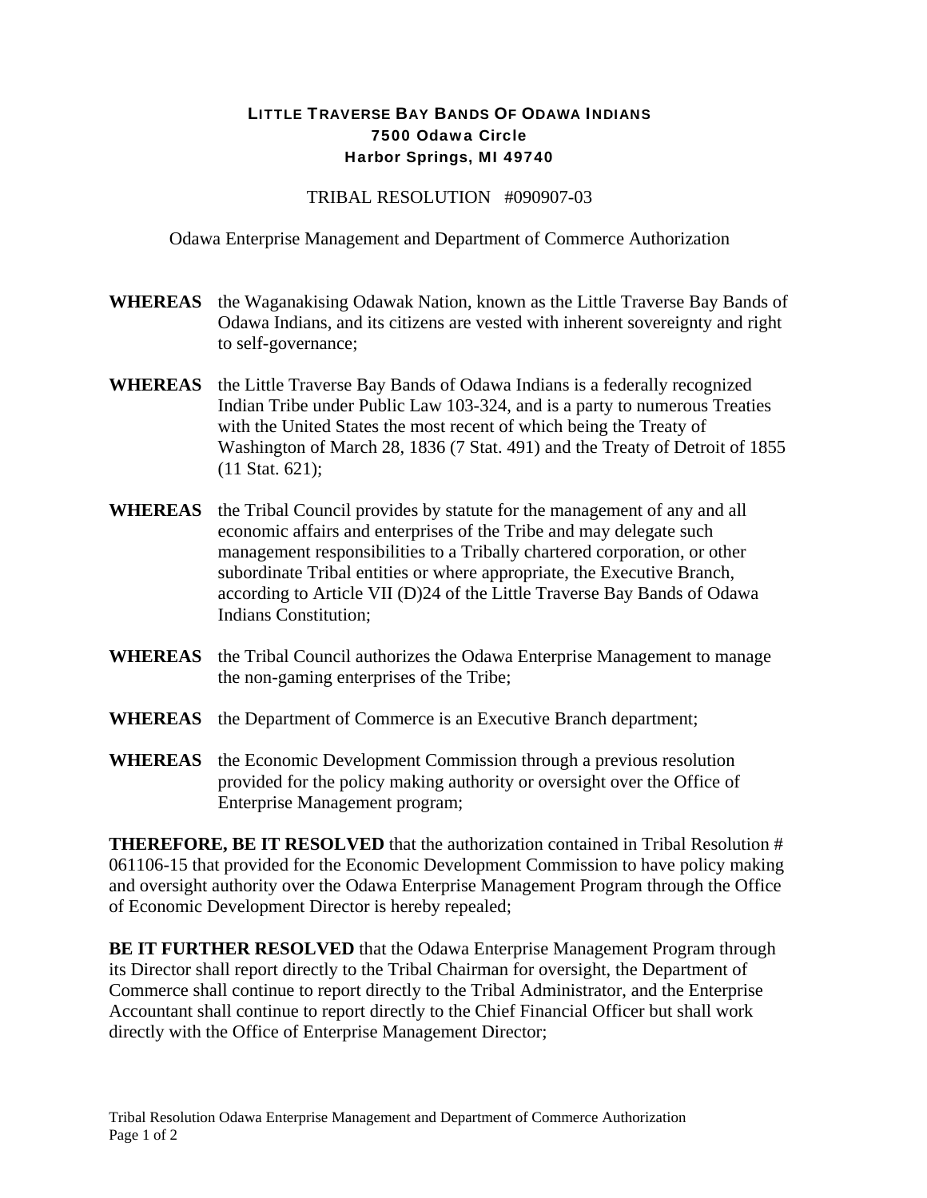**LITTLE TRAVERSE BAY BANDS OF ODAWA INDIANS**
**7500 Odawa Circle**
**Harbor Springs, MI 49740**

TRIBAL RESOLUTION #090907-03

Odawa Enterprise Management and Department of Commerce Authorization

**WHEREAS** the Waganakising Odawak Nation, known as the Little Traverse Bay Bands of Odawa Indians, and its citizens are vested with inherent sovereignty and right to self-governance;

**WHEREAS** the Little Traverse Bay Bands of Odawa Indians is a federally recognized Indian Tribe under Public Law 103-324, and is a party to numerous Treaties with the United States the most recent of which being the Treaty of Washington of March 28, 1836 (7 Stat. 491) and the Treaty of Detroit of 1855 (11 Stat. 621);

**WHEREAS** the Tribal Council provides by statute for the management of any and all economic affairs and enterprises of the Tribe and may delegate such management responsibilities to a Tribally chartered corporation, or other subordinate Tribal entities or where appropriate, the Executive Branch, according to Article VII (D)24 of the Little Traverse Bay Bands of Odawa Indians Constitution;

**WHEREAS** the Tribal Council authorizes the Odawa Enterprise Management to manage the non-gaming enterprises of the Tribe;

**WHEREAS** the Department of Commerce is an Executive Branch department;

**WHEREAS** the Economic Development Commission through a previous resolution provided for the policy making authority or oversight over the Office of Enterprise Management program;

**THEREFORE, BE IT RESOLVED** that the authorization contained in Tribal Resolution # 061106-15 that provided for the Economic Development Commission to have policy making and oversight authority over the Odawa Enterprise Management Program through the Office of Economic Development Director is hereby repealed;

**BE IT FURTHER RESOLVED** that the Odawa Enterprise Management Program through its Director shall report directly to the Tribal Chairman for oversight, the Department of Commerce shall continue to report directly to the Tribal Administrator, and the Enterprise Accountant shall continue to report directly to the Chief Financial Officer but shall work directly with the Office of Enterprise Management Director;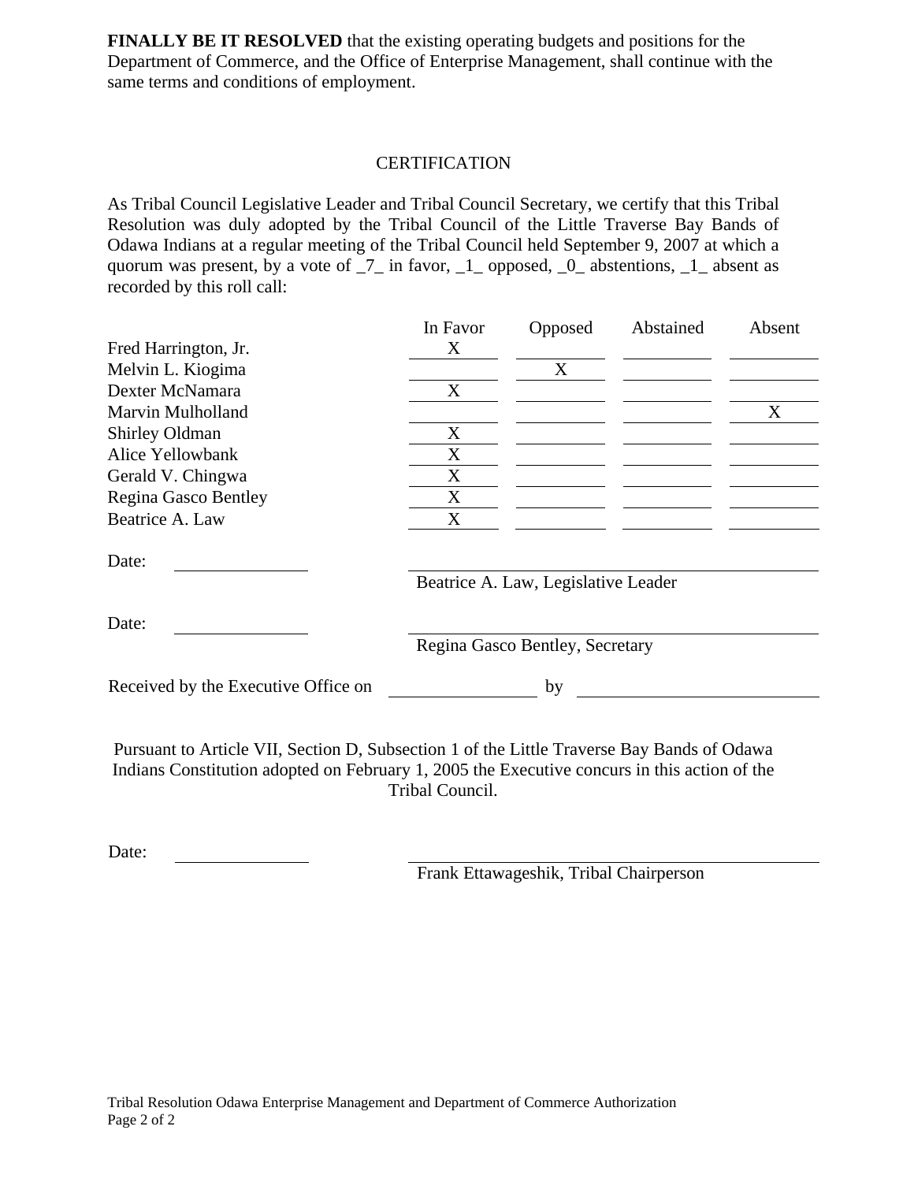**FINALLY BE IT RESOLVED** that the existing operating budgets and positions for the Department of Commerce, and the Office of Enterprise Management, shall continue with the same terms and conditions of employment.

CERTIFICATION

As Tribal Council Legislative Leader and Tribal Council Secretary, we certify that this Tribal Resolution was duly adopted by the Tribal Council of the Little Traverse Bay Bands of Odawa Indians at a regular meeting of the Tribal Council held September 9, 2007 at which a quorum was present, by a vote of _7_ in favor, _1_ opposed, _0_ abstentions, _1_ absent as recorded by this roll call:

| | In Favor | Opposed | Abstained | Absent |
|---|---|---|---|---|
| Fred Harrington, Jr. | X | | | |
| Melvin L. Kiogima | | X | | |
| Dexter McNamara | X | | | |
| Marvin Mulholland | | | | X |
| Shirley Oldman | X | | | |
| Alice Yellowbank | X | | | |
| Gerald V. Chingwa | X | | | |
| Regina Gasco Bentley | X | | | |
| Beatrice A. Law | X | | | |

Date: ______________

______________________________
Beatrice A. Law, Legislative Leader

Date: ______________

______________________________
Regina Gasco Bentley, Secretary

Received by the Executive Office on ______________ by ______________________

Pursuant to Article VII, Section D, Subsection 1 of the Little Traverse Bay Bands of Odawa Indians Constitution adopted on February 1, 2005 the Executive concurs in this action of the Tribal Council.

Date: ______________

______________________________
Frank Ettawageshik, Tribal Chairperson

Tribal Resolution Odawa Enterprise Management and Department of Commerce Authorization